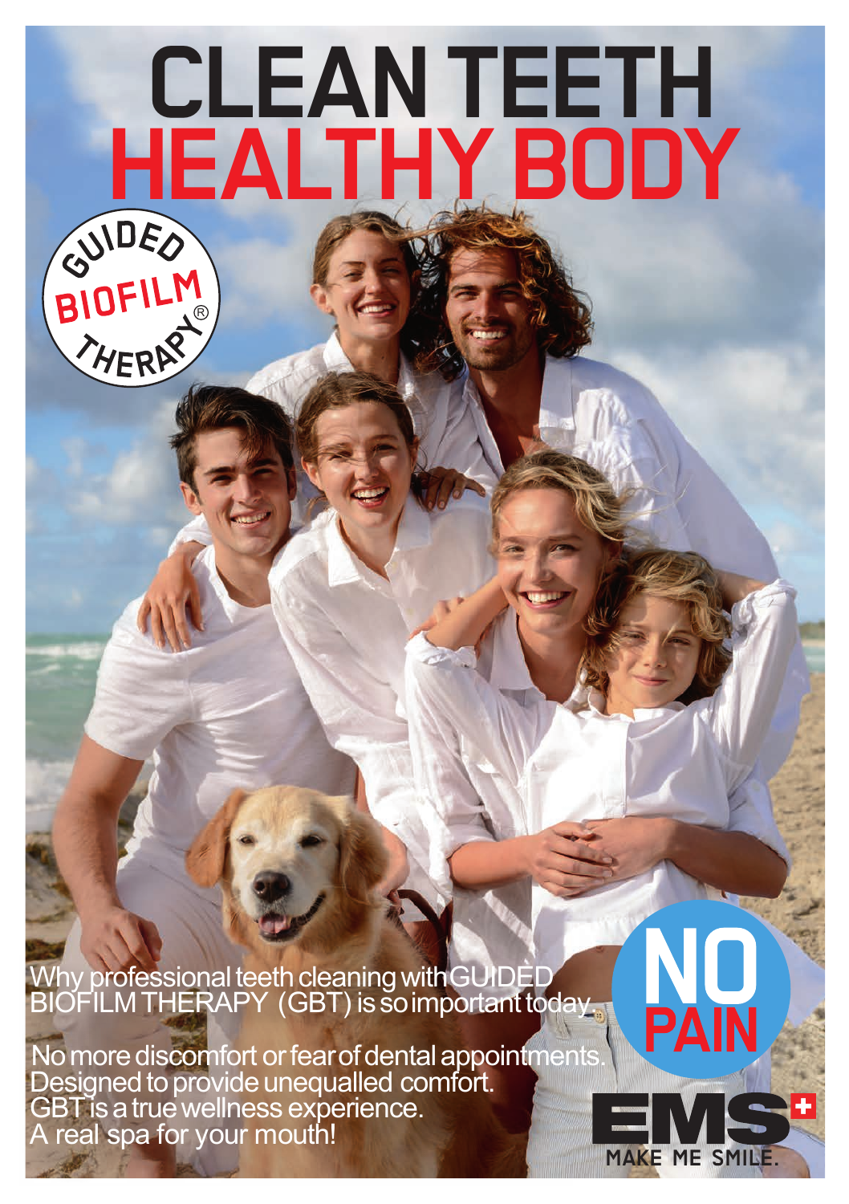# CLEAN TEETH
# HEALTHY BODY

GUIDED BIOFILM THERAPY®

Why professional teeth cleaning with GUIDED BIOFILM THERAPY (GBT) is so important today.

No more discomfort or fear of dental appointments.
Designed to provide unequalled comfort.
GBT is a true wellness experience.
A real spa for your mouth!

**NO PAIN**

EMS
MAKE ME SMILE.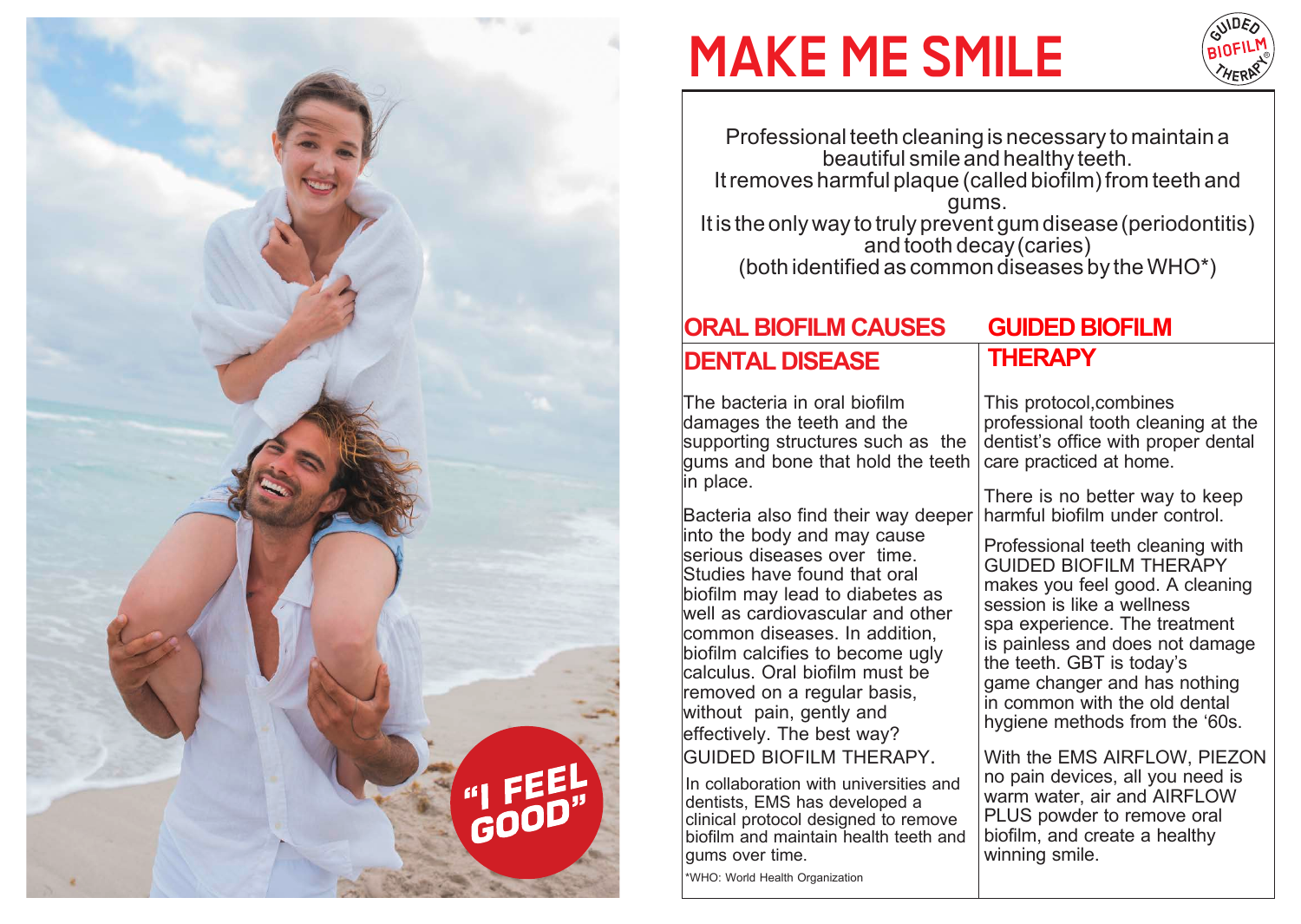# MAKE ME SMILE

Professional teeth cleaning is necessary to maintain a beautiful smile and healthy teeth.
It removes harmful plaque (called biofilm) from teeth and gums.
It is the only way to truly prevent gum disease (periodontitis) and tooth decay (caries)
(both identified as common diseases by the WHO*)

## ORAL BIOFILM CAUSES DENTAL DISEASE

The bacteria in oral biofilm damages the teeth and the supporting structures such as the gums and bone that hold the teeth in place.

Bacteria also find their way deeper into the body and may cause serious diseases over time. Studies have found that oral biofilm may lead to diabetes as well as cardiovascular and other common diseases. In addition, biofilm calcifies to become ugly calculus. Oral biofilm must be removed on a regular basis, without pain, gently and effectively. The best way? GUIDED BIOFILM THERAPY.

In collaboration with universities and dentists, EMS has developed a clinical protocol designed to remove biofilm and maintain health teeth and gums over time.

*WHO: World Health Organization

## GUIDED BIOFILM THERAPY

This protocol,combines professional tooth cleaning at the dentist's office with proper dental care practiced at home.

There is no better way to keep harmful biofilm under control.

Professional teeth cleaning with GUIDED BIOFILM THERAPY makes you feel good. A cleaning session is like a wellness spa experience. The treatment is painless and does not damage the teeth. GBT is today's game changer and has nothing in common with the old dental hygiene methods from the '60s.

With the EMS AIRFLOW, PIEZON no pain devices, all you need is warm water, air and AIRFLOW PLUS powder to remove oral biofilm, and create a healthy winning smile.

"I FEEL GOOD"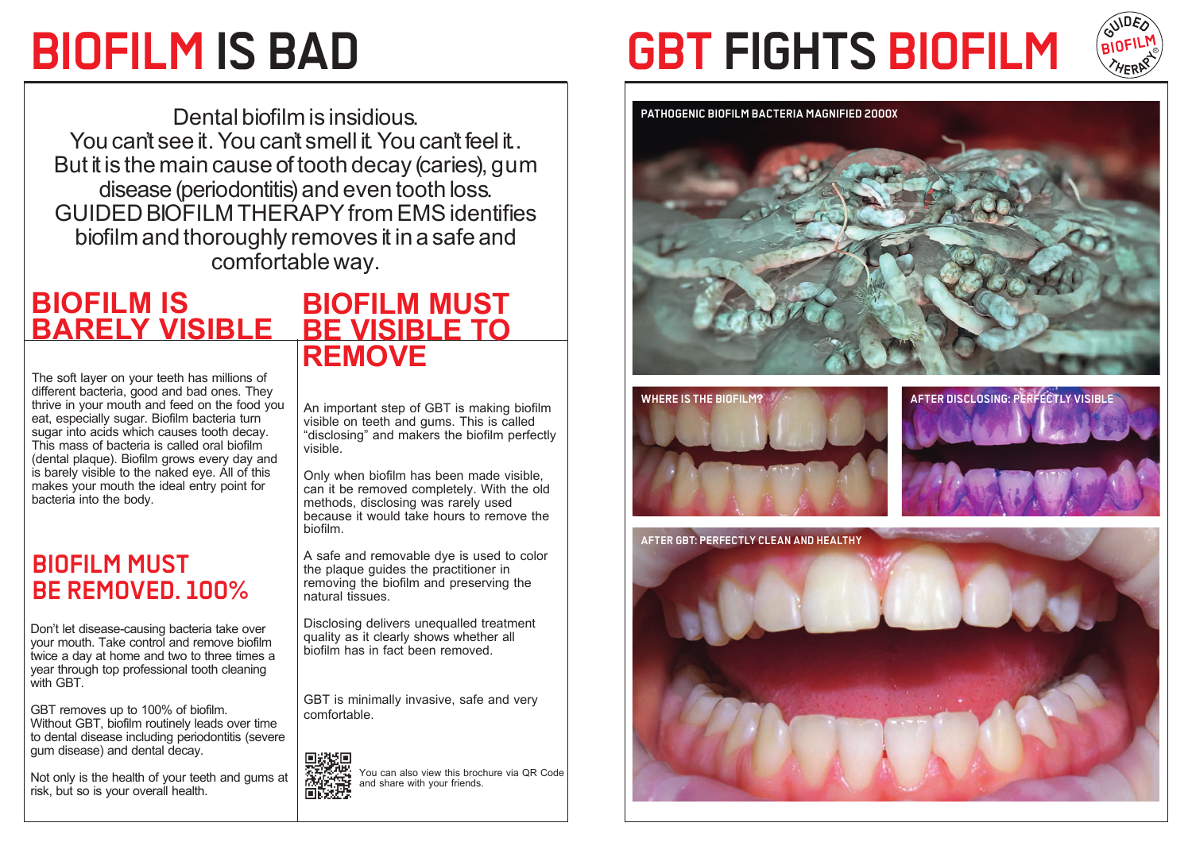# BIOFILM IS BAD

Dental biofilm is insidious.
You can't see it. You can't smell it. You can't feel it..
But it is the main cause of tooth decay (caries), gum disease (periodontitis) and even tooth loss.
GUIDED BIOFILM THERAPY from EMS identifies biofilm and thoroughly removes it in a safe and comfortable way.

## BIOFILM IS BARELY VISIBLE

The soft layer on your teeth has millions of different bacteria, good and bad ones. They thrive in your mouth and feed on the food you eat, especially sugar. Biofilm bacteria turn sugar into acids which causes tooth decay. This mass of bacteria is called oral biofilm (dental plaque). Biofilm grows every day and is barely visible to the naked eye. All of this makes your mouth the ideal entry point for bacteria into the body.

## BIOFILM MUST BE REMOVED. 100%

Don't let disease-causing bacteria take over your mouth. Take control and remove biofilm twice a day at home and two to three times a year through top professional tooth cleaning with GBT.

GBT removes up to 100% of biofilm.
Without GBT, biofilm routinely leads over time to dental disease including periodontitis (severe gum disease) and dental decay.

Not only is the health of your teeth and gums at risk, but so is your overall health.

## BIOFILM MUST BE VISIBLE TO REMOVE

An important step of GBT is making biofilm visible on teeth and gums. This is called "disclosing" and makers the biofilm perfectly visible.

Only when biofilm has been made visible, can it be removed completely. With the old methods, disclosing was rarely used because it would take hours to remove the biofilm.

A safe and removable dye is used to color the plaque guides the practitioner in removing the biofilm and preserving the natural tissues.

Disclosing delivers unequalled treatment quality as it clearly shows whether all biofilm has in fact been removed.

GBT is minimally invasive, safe and very comfortable.

You can also view this brochure via QR Code and share with your friends.

# GBT FIGHTS BIOFILM

GUIDED BIOFILM THERAPY®

PATHOGENIC BIOFILM BACTERIA MAGNIFIED 2000X

WHERE IS THE BIOFILM?

AFTER DISCLOSING: PERFECTLY VISIBLE

AFTER GBT: PERFECTLY CLEAN AND HEALTHY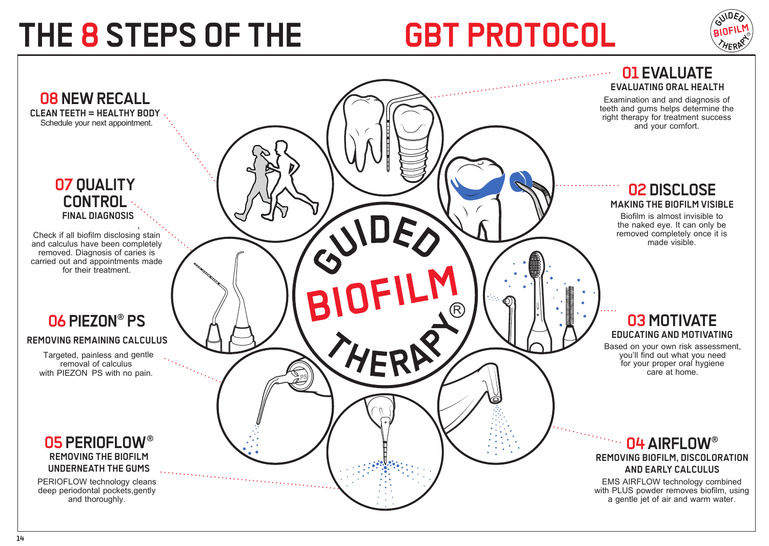# THE 8 STEPS OF THE GBT PROTOCOL

## 01 EVALUATE

**EVALUATING ORAL HEALTH**

Examination and and diagnosis of teeth and gums helps determine the right therapy for treatment success and your comfort.

## 02 DISCLOSE

**MAKING THE BIOFILM VISIBLE**

Biofilm is almost invisible to the naked eye. It can only be removed completely once it is made visible.

## 03 MOTIVATE

**EDUCATING AND MOTIVATING**

Based on your own risk assessment, you'll find out what you need for your proper oral hygiene care at home.

## 04 AIRFLOW®

**REMOVING BIOFILM, DISCOLORATION AND EARLY CALCULUS**

EMS AIRFLOW technology combined with PLUS powder removes biofilm, using a gentle jet of air and warm water.

## 05 PERIOFLOW®

**REMOVING THE BIOFILM UNDERNEATH THE GUMS**

PERIOFLOW technology cleans deep periodontal pockets,gently and thoroughly.

## 06 PIEZON® PS

**REMOVING REMAINING CALCULUS**

Targeted, painless and gentle removal of calculus with PIEZON PS with no pain.

## 07 QUALITY CONTROL

**FINAL DIAGNOSIS**

Check if all biofilm disclosing stain and calculus have been completely removed. Diagnosis of caries is carried out and appointments made for their treatment.

## 08 NEW RECALL

**CLEAN TEETH = HEALTHY BODY**

Schedule your next appointment.

GUIDED BIOFILM THERAPY®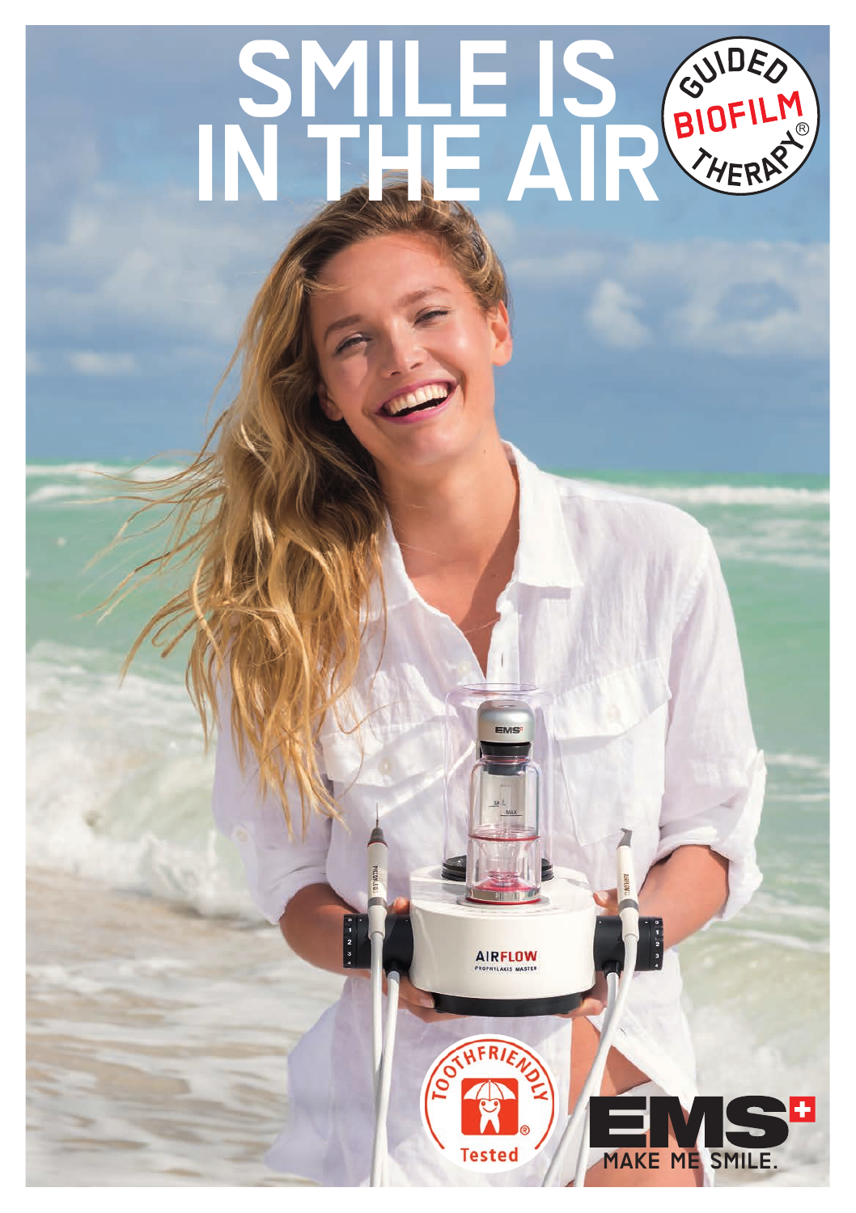# SMILE IS IN THE AIR

GUIDED BIOFILM THERAPY®

AIRFLOW PROPHYLAXIS MASTER

TOOTHFRIENDLY Tested

EMS MAKE ME SMILE.